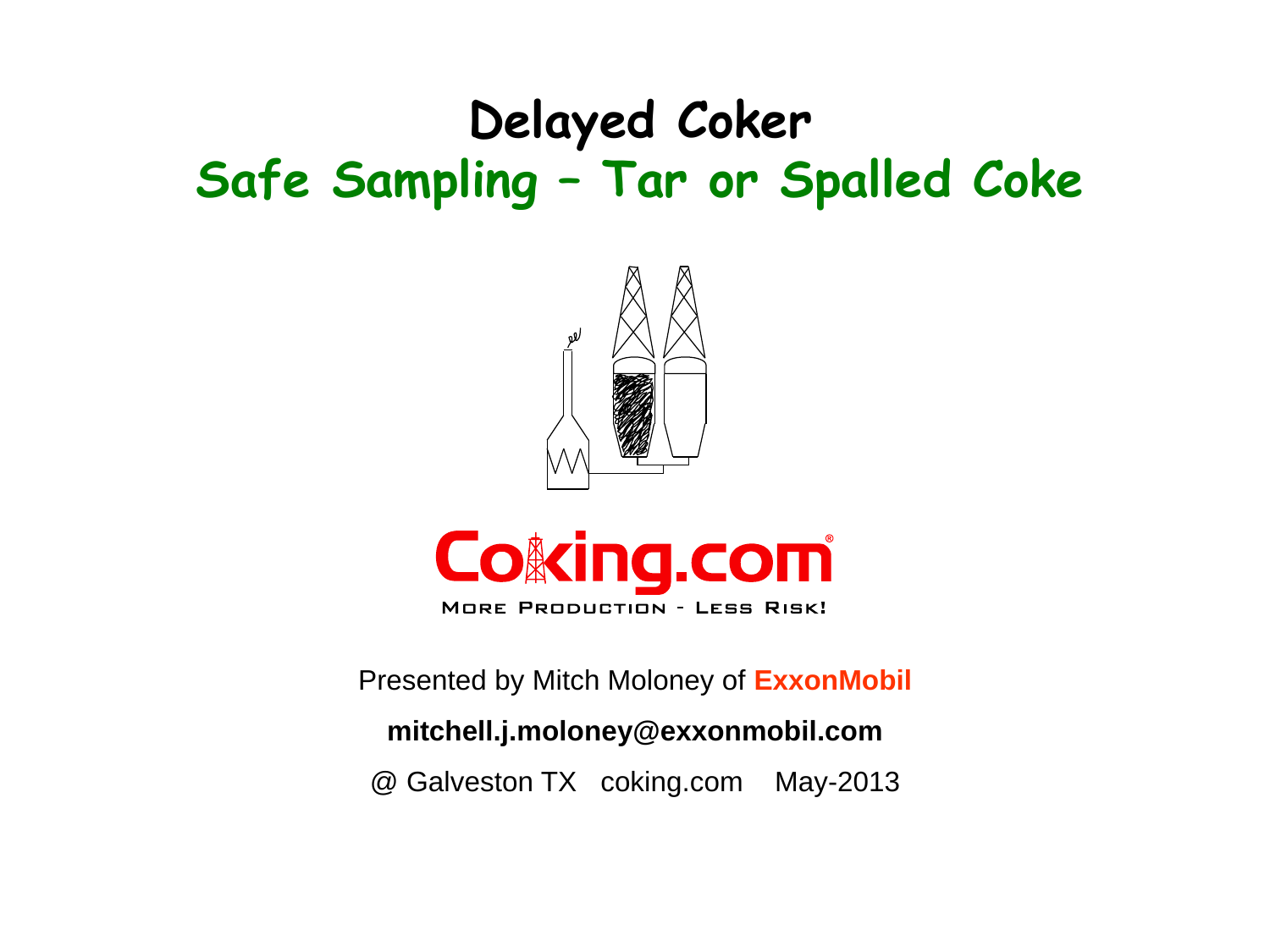# Delayed Coker

## Safe Sampling – Tar or Spalled Coke

Coking.com®

MORE PRODUCTION - LESS RISK!

Presented by Mitch Moloney of **ExxonMobil**

**mitchell.j.moloney@exxonmobil.com**

@ Galveston TX coking.com May-2013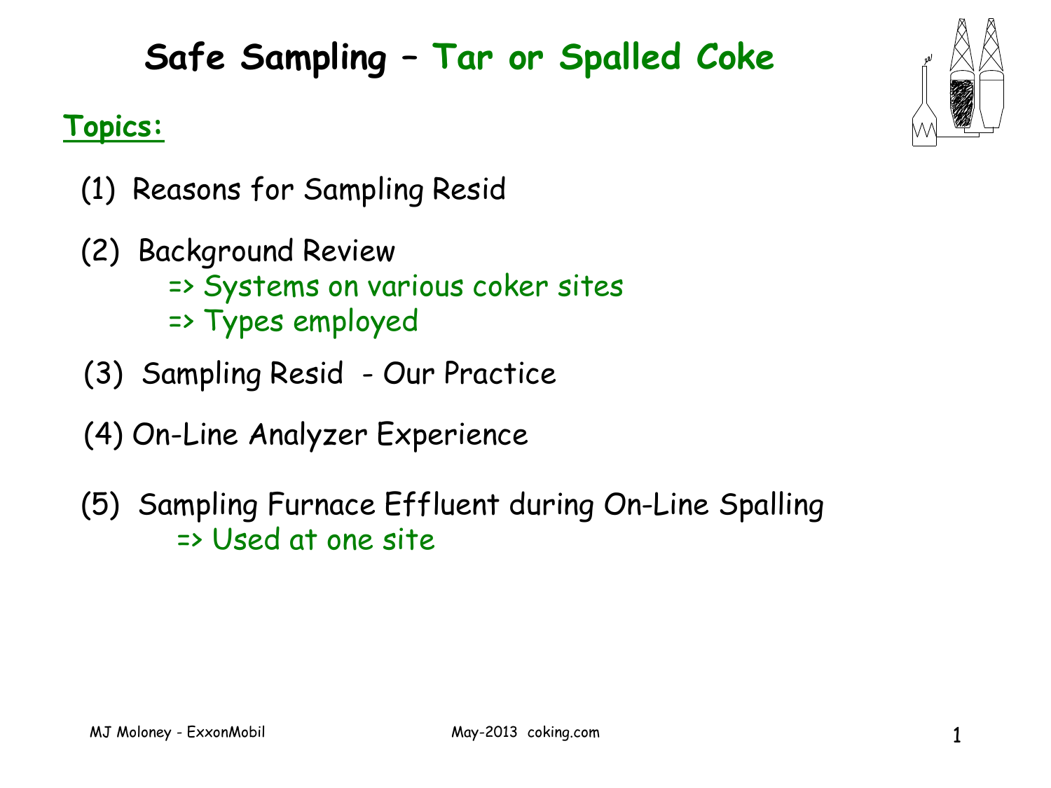# Safe Sampling – Tar or Spalled Coke

**Topics:**

(1) Reasons for Sampling Resid

(2) Background Review
  - => Systems on various coker sites
  - => Types employed

(3) Sampling Resid - Our Practice

(4) On-Line Analyzer Experience

(5) Sampling Furnace Effluent during On-Line Spalling
  - => Used at one site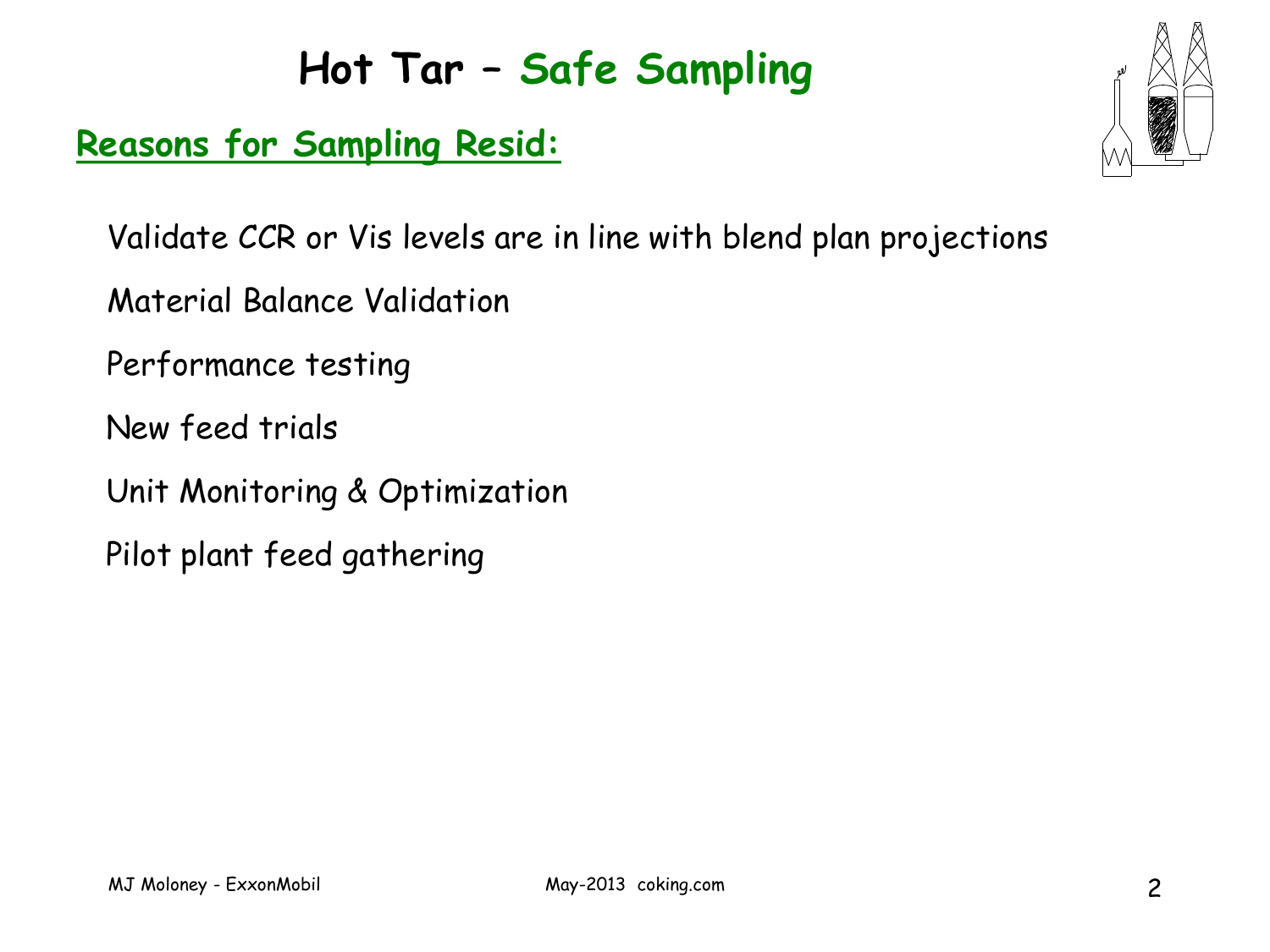# Hot Tar – Safe Sampling

## Reasons for Sampling Resid:

Validate CCR or Vis levels are in line with blend plan projections

Material Balance Validation

Performance testing

New feed trials

Unit Monitoring & Optimization

Pilot plant feed gathering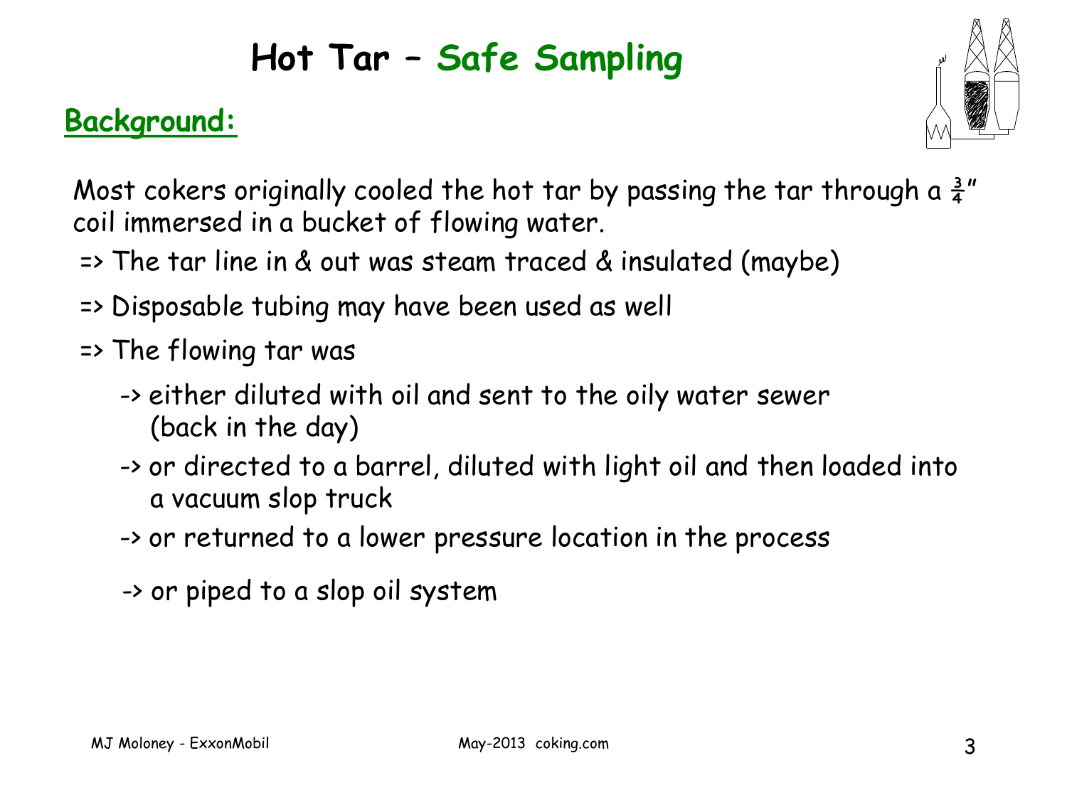# Hot Tar – Safe Sampling

## Background:

Most cokers originally cooled the hot tar by passing the tar through a ¾" coil immersed in a bucket of flowing water.

=> The tar line in & out was steam traced & insulated (maybe)

=> Disposable tubing may have been used as well

=> The flowing tar was

-> either diluted with oil and sent to the oily water sewer (back in the day)

-> or directed to a barrel, diluted with light oil and then loaded into a vacuum slop truck

-> or returned to a lower pressure location in the process

-> or piped to a slop oil system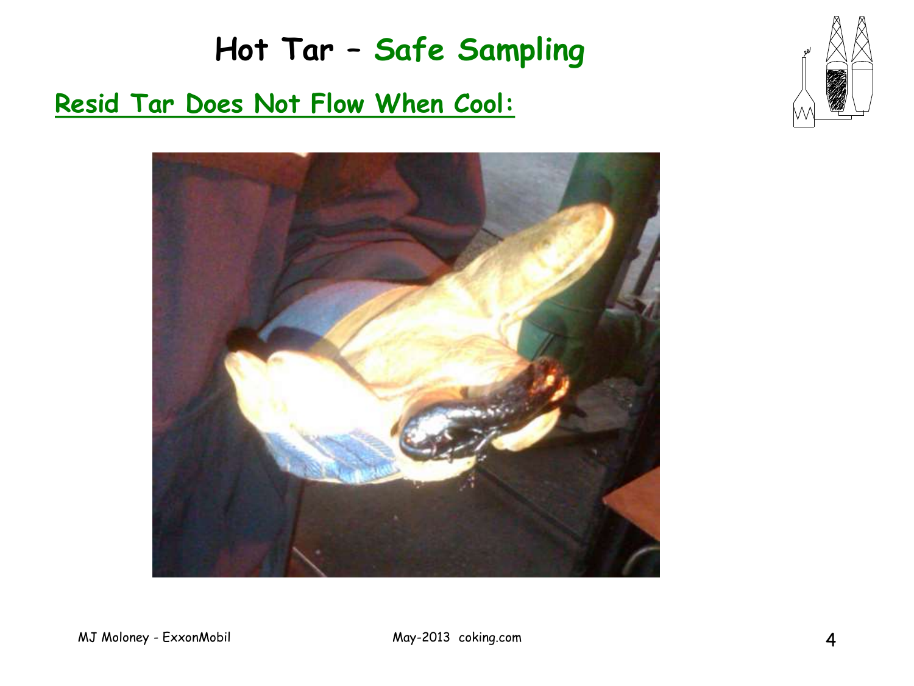# Hot Tar – Safe Sampling

## Resid Tar Does Not Flow When Cool: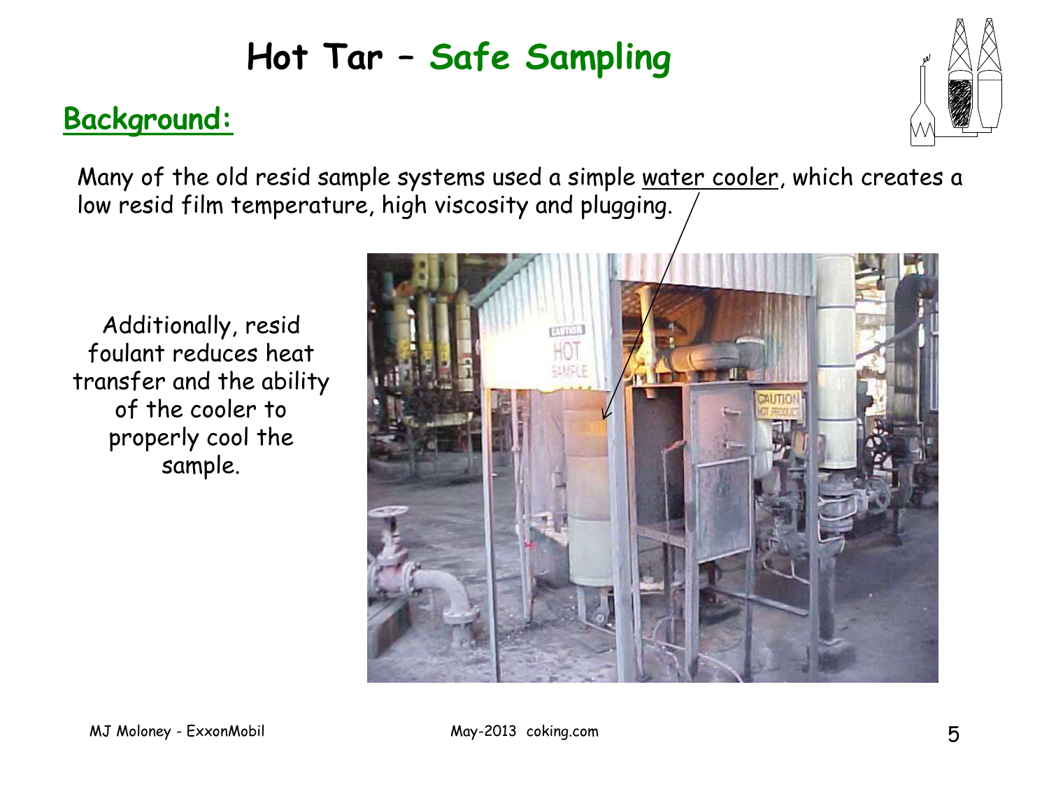# Hot Tar – Safe Sampling

## Background:

Many of the old resid sample systems used a simple water cooler, which creates a low resid film temperature, high viscosity and plugging.

Additionally, resid foulant reduces heat transfer and the ability of the cooler to properly cool the sample.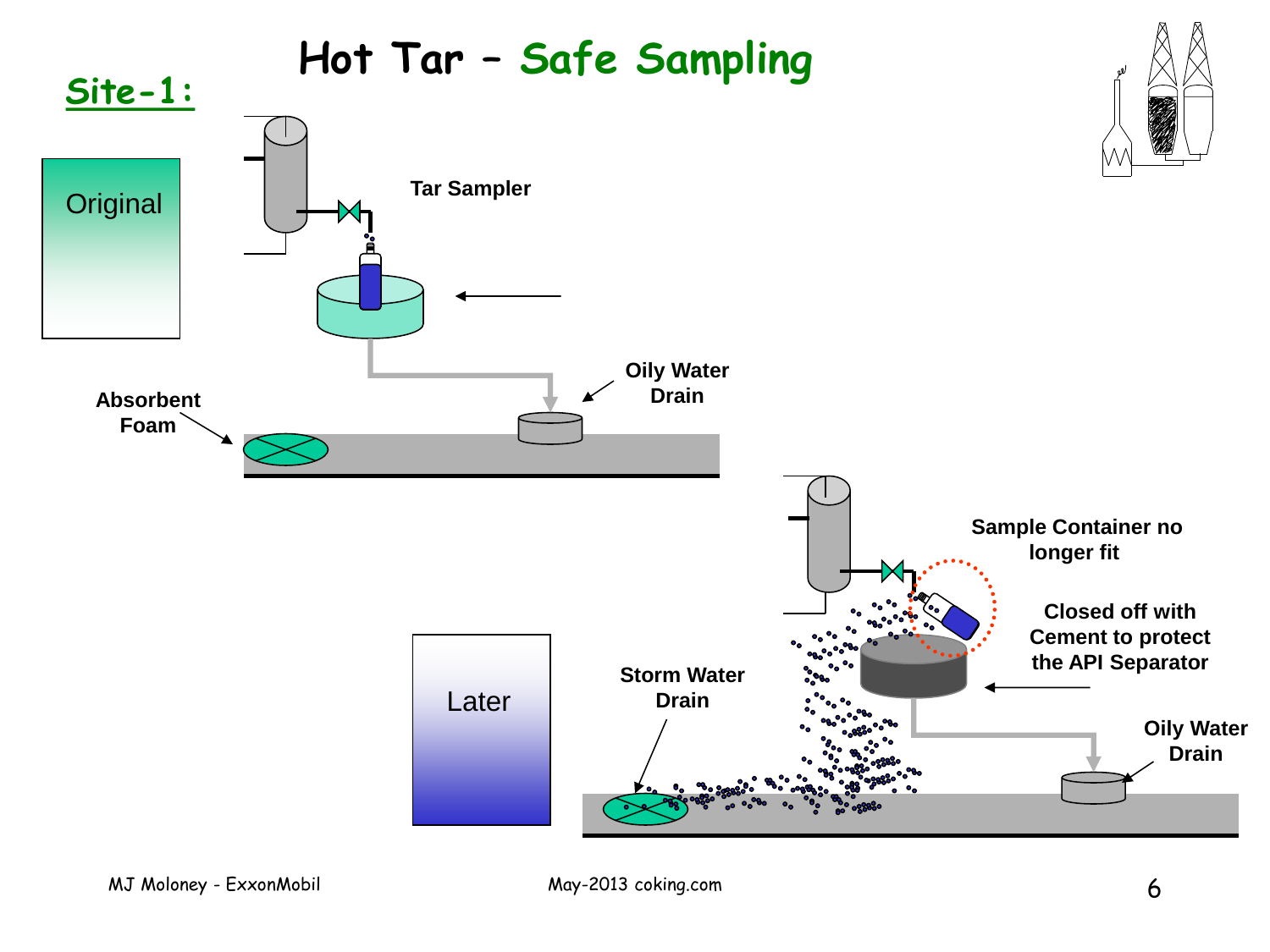# Hot Tar – Safe Sampling

## Site-1:

Original

Tar Sampler

Absorbent Foam

Oily Water Drain

Later

Sample Container no longer fit

Closed off with Cement to protect the API Separator

Storm Water Drain

Oily Water Drain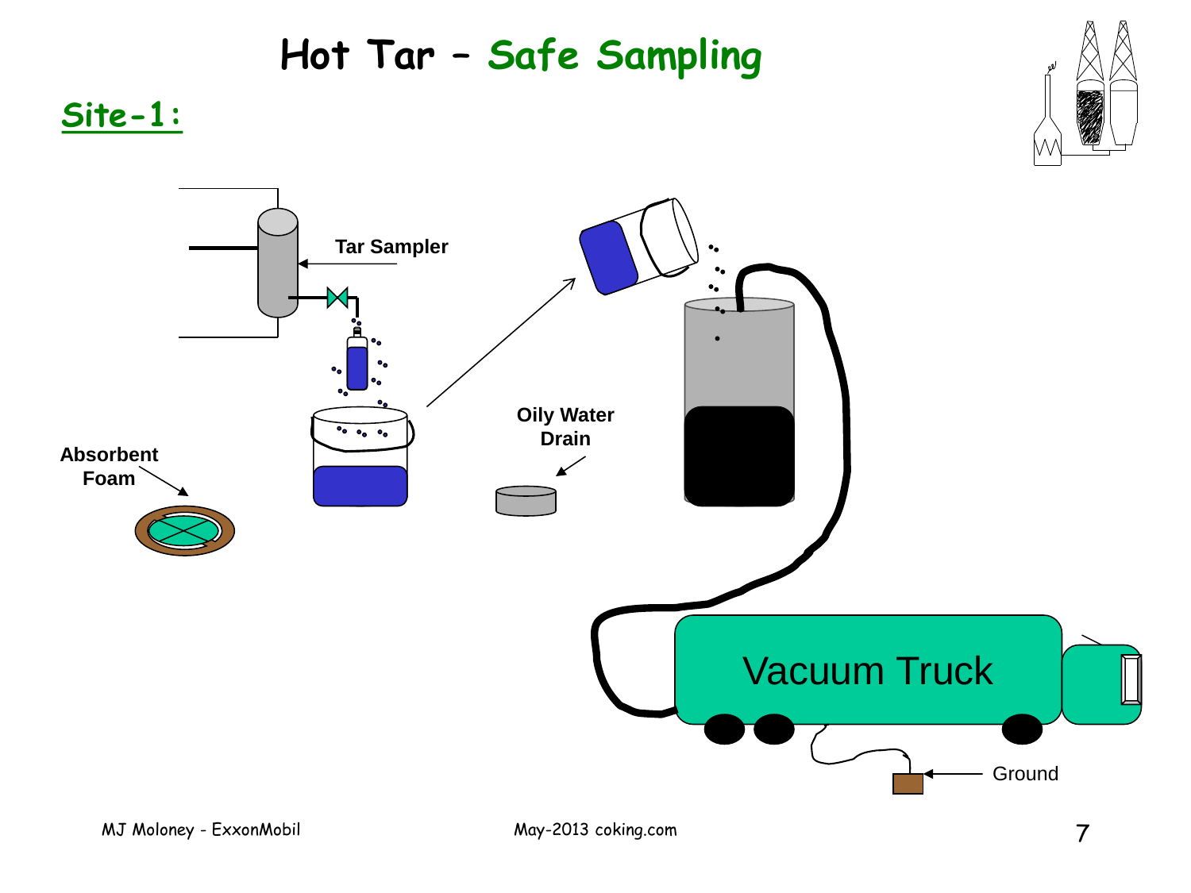# Hot Tar – Safe Sampling

## Site-1:

Tar Sampler

Absorbent Foam

Oily Water Drain

Vacuum Truck

Ground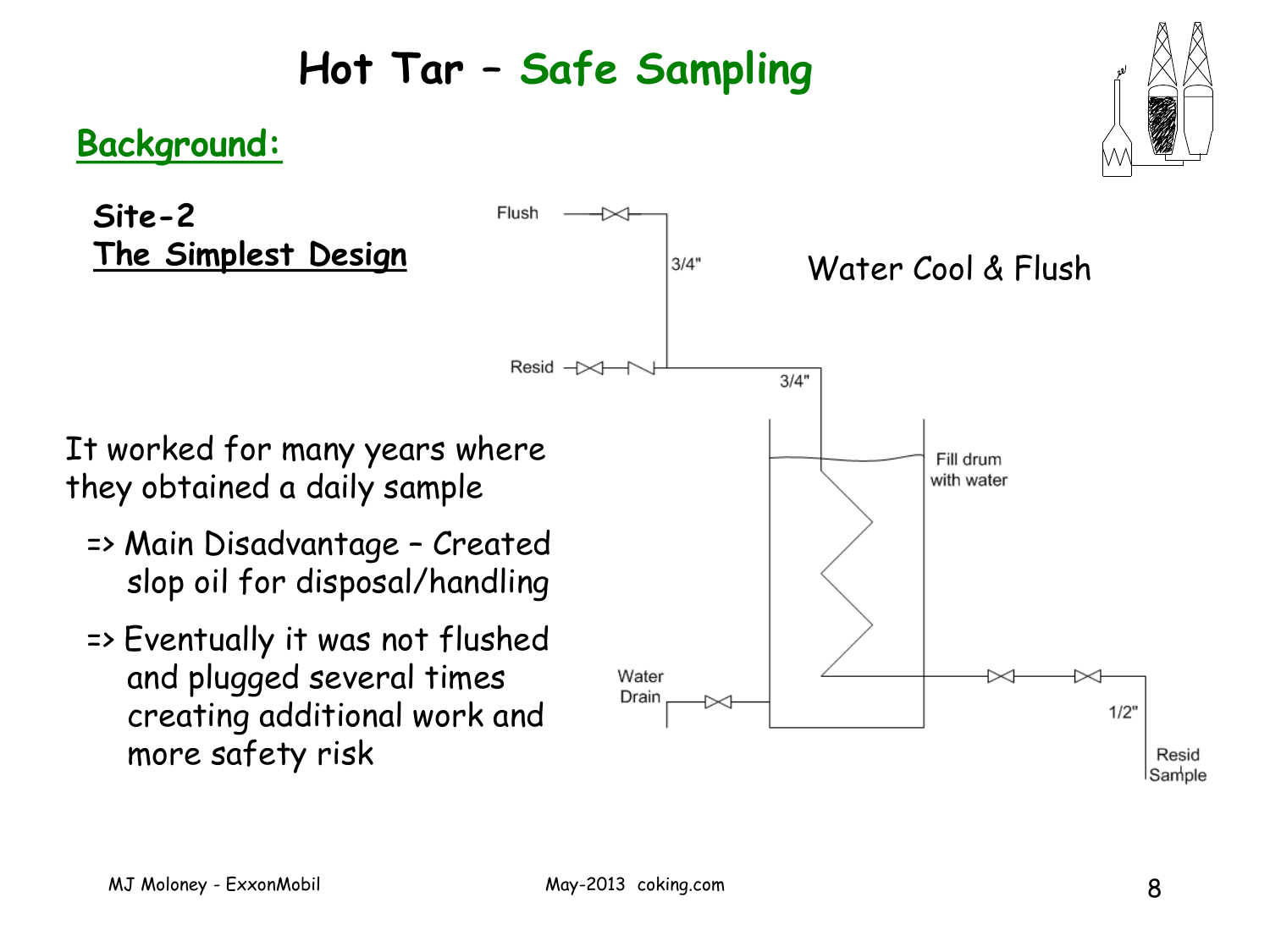# Hot Tar – Safe Sampling

## Background:

**Site-2**
**The Simplest Design**

Water Cool & Flush

Flush

3/4"

Resid

3/4"

Fill drum with water

Water Drain

1/2"

Resid Sample

It worked for many years where they obtained a daily sample

- => Main Disadvantage – Created slop oil for disposal/handling
- => Eventually it was not flushed and plugged several times creating additional work and more safety risk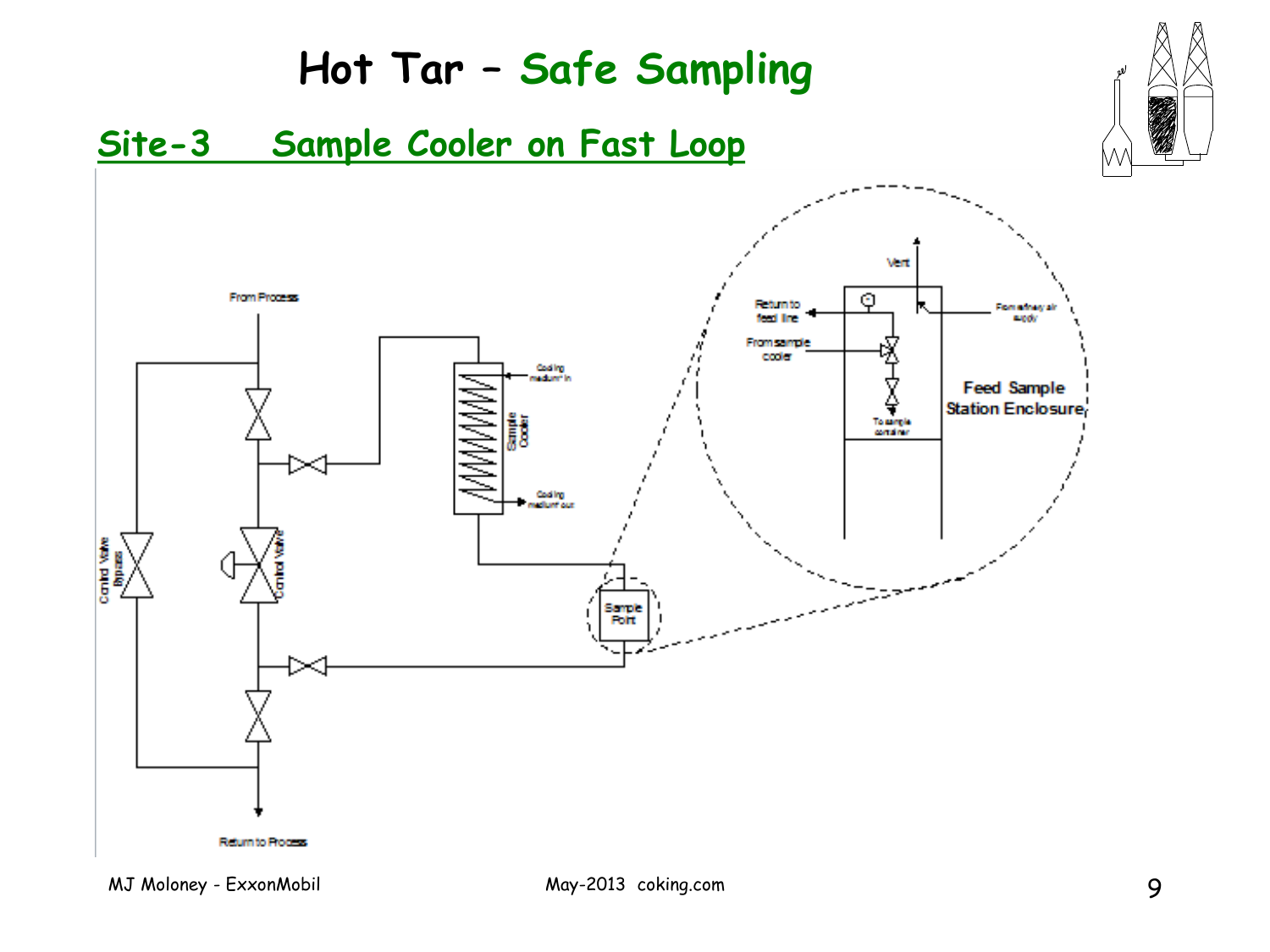# Hot Tar – Safe Sampling

## Site-3 Sample Cooler on Fast Loop

From Process

Control Valve Bypass

Control Valve

Sample Cooler

Cooling medium in

Cooling medium out

Sample Point

Return to Process

Vent

Return to feed line

From refinery air

From sample cooler

To sample container

Feed Sample Station Enclosure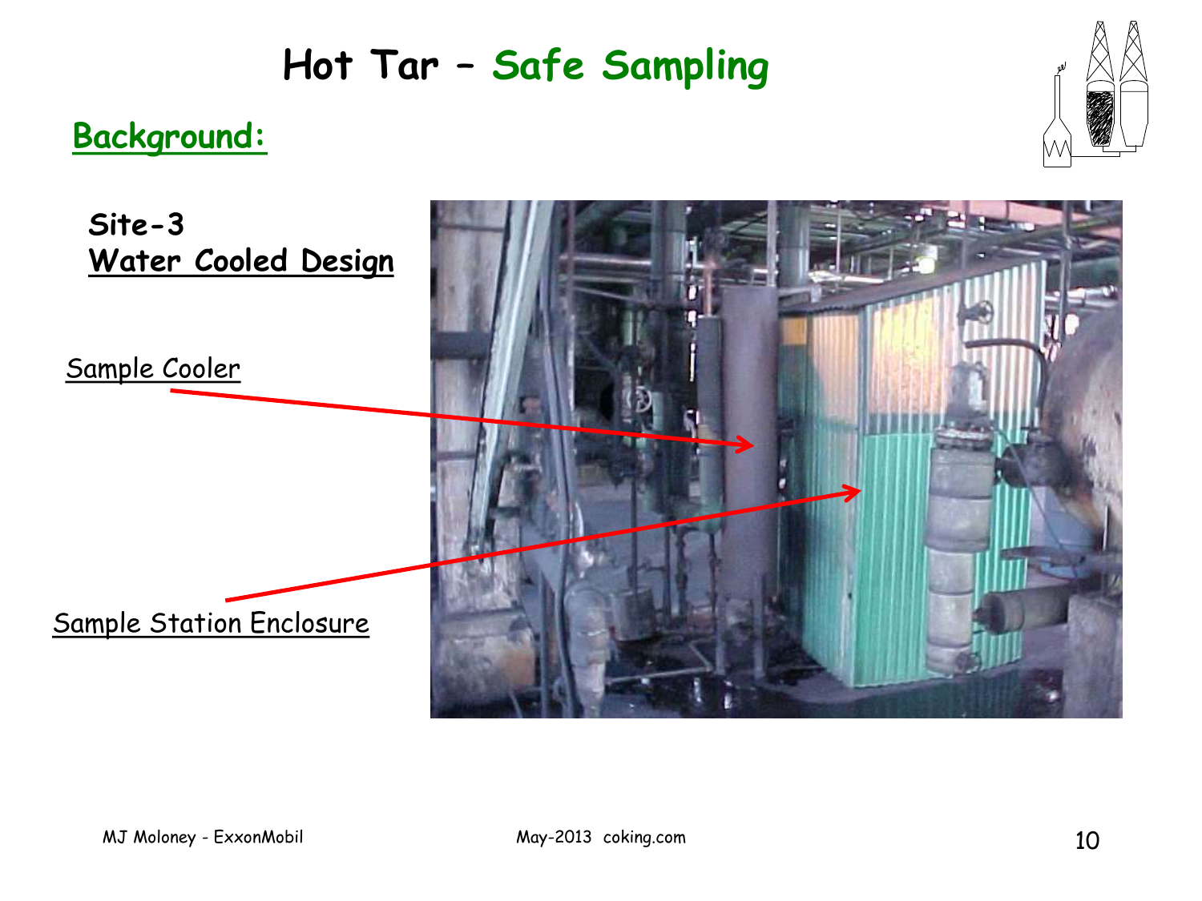# Hot Tar – Safe Sampling

## Background:

**Site-3**
**Water Cooled Design**

Sample Cooler

Sample Station Enclosure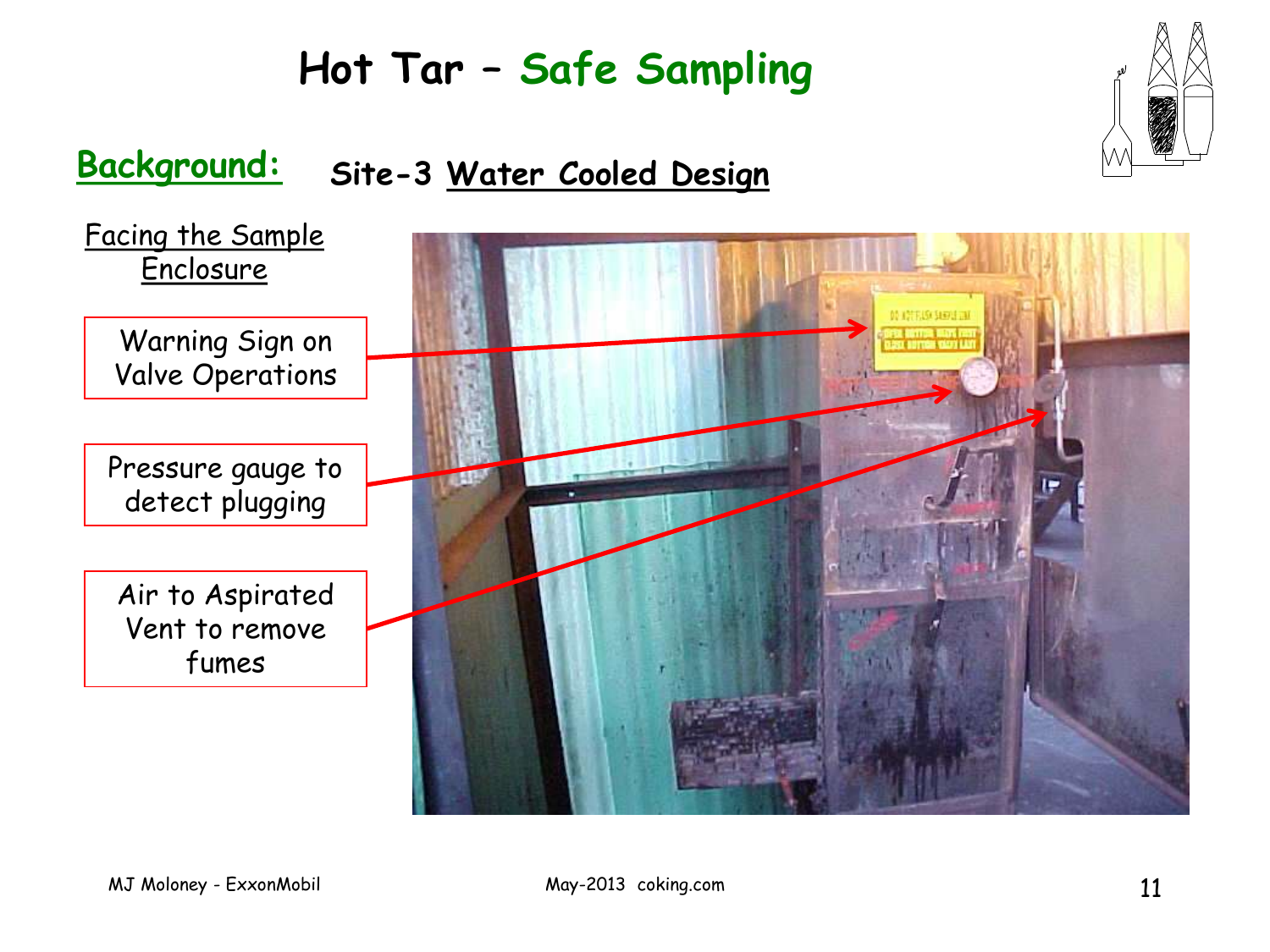# Hot Tar – Safe Sampling

## Background:

### Site-3 Water Cooled Design

Facing the Sample Enclosure

Warning Sign on Valve Operations

Pressure gauge to detect plugging

Air to Aspirated Vent to remove fumes

MJ Moloney - ExxonMobil

May-2013 coking.com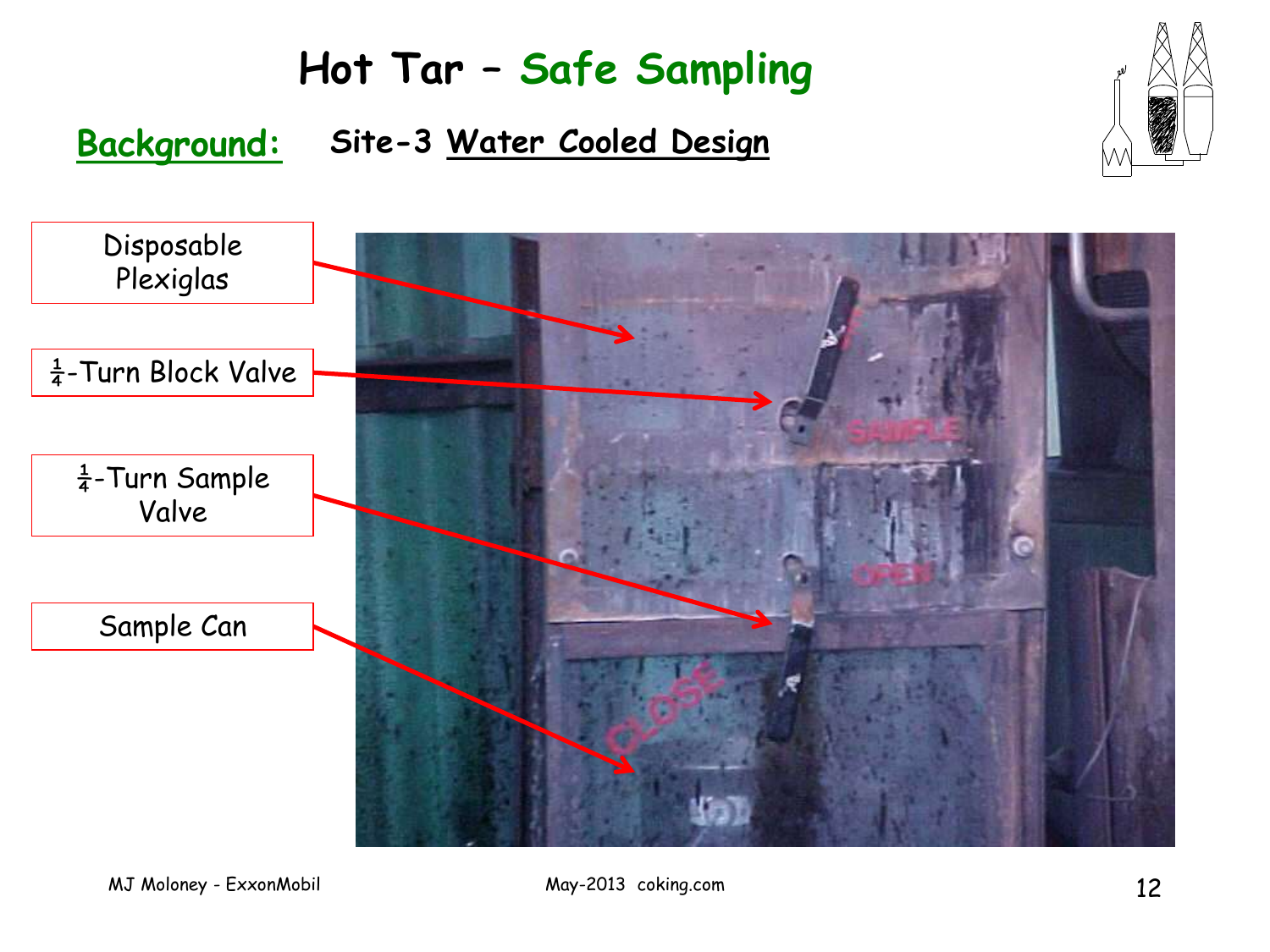# Hot Tar – Safe Sampling

**Background:** Site-3 Water Cooled Design

Disposable Plexiglas

¼-Turn Block Valve

¼-Turn Sample Valve

Sample Can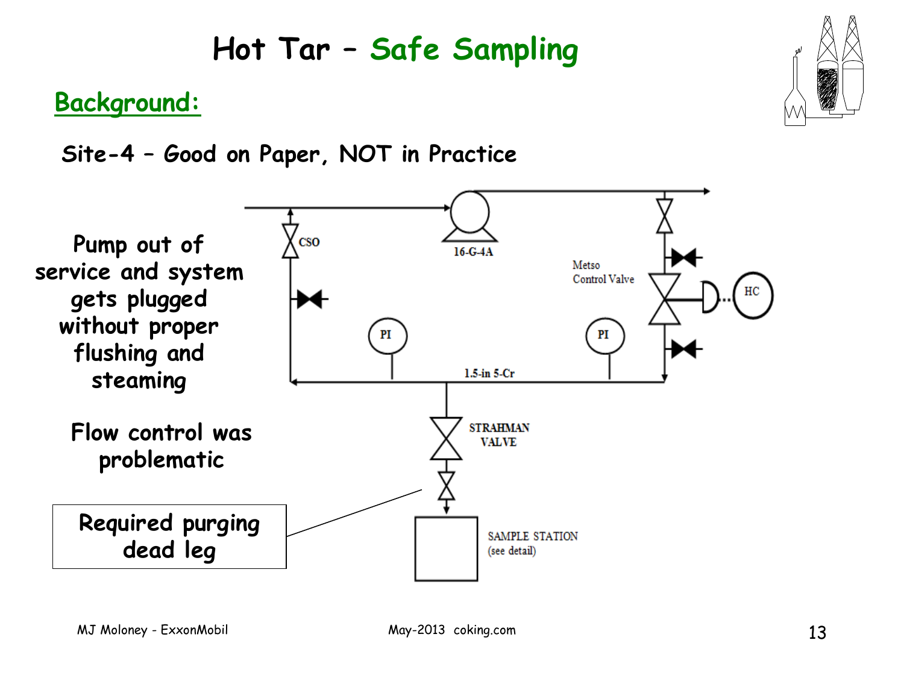# Hot Tar – Safe Sampling

## Background:

**Site-4 – Good on Paper, NOT in Practice**

Pump out of service and system gets plugged without proper flushing and steaming

Flow control was problematic

Required purging dead leg

CSO

16-G-4A

Metso Control Valve

HC

PI

PI

1.5-in 5-Cr

STRAHMAN VALVE

SAMPLE STATION (see detail)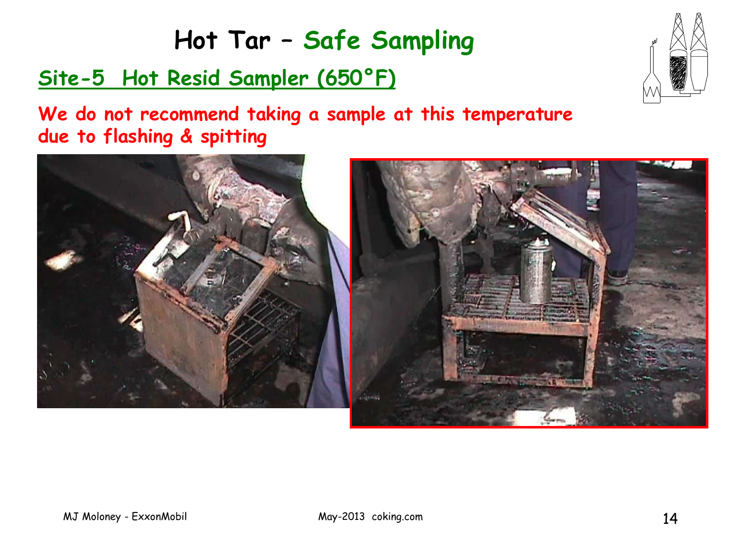# Hot Tar – Safe Sampling

## Site-5 Hot Resid Sampler (650°F)

**We do not recommend taking a sample at this temperature due to flashing & spitting**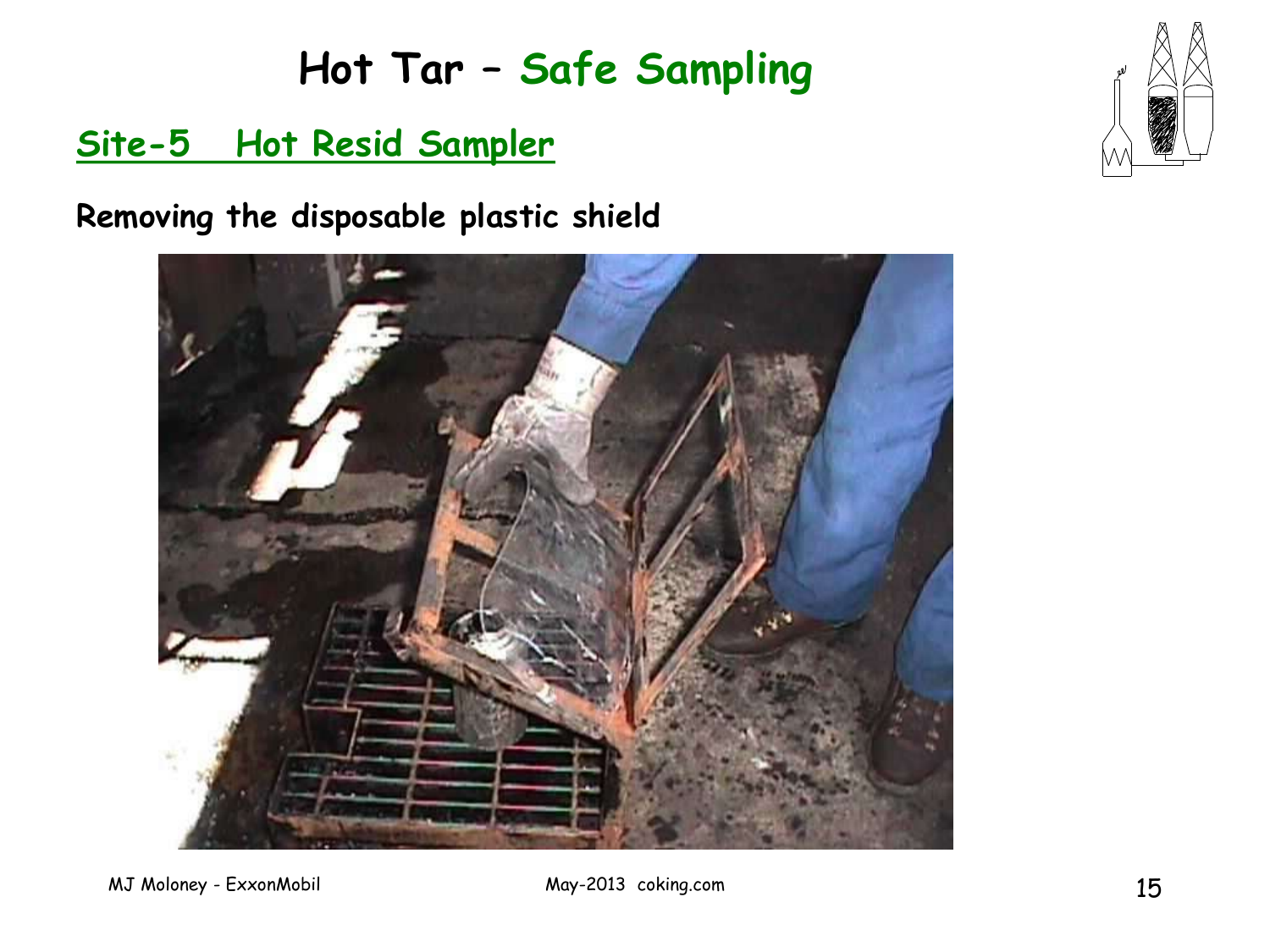# Hot Tar – Safe Sampling

## Site-5   Hot Resid Sampler

**Removing the disposable plastic shield**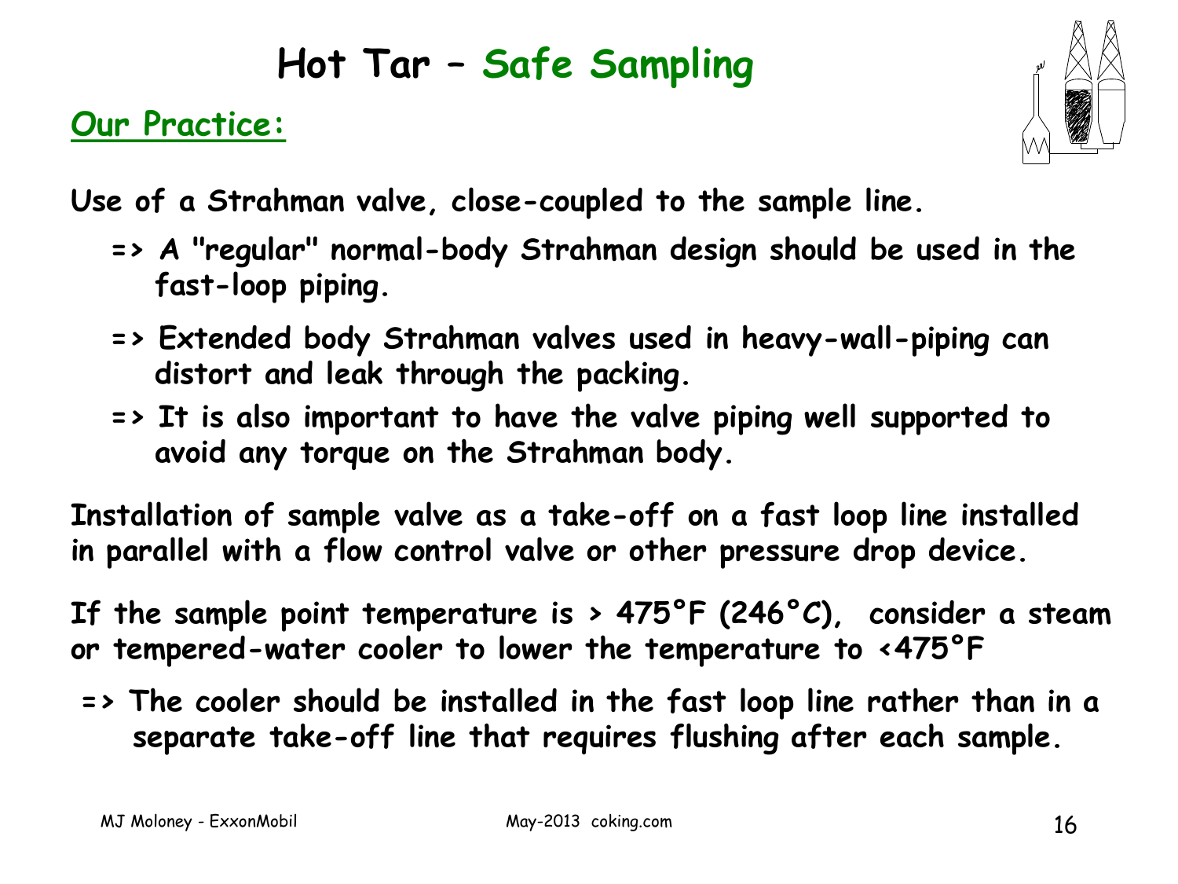# Hot Tar – Safe Sampling

## Our Practice:

**Use of a Strahman valve, close-coupled to the sample line.**

- **=> A "regular" normal-body Strahman design should be used in the fast-loop piping.**
- **=> Extended body Strahman valves used in heavy-wall-piping can distort and leak through the packing.**
- **=> It is also important to have the valve piping well supported to avoid any torque on the Strahman body.**

**Installation of sample valve as a take-off on a fast loop line installed in parallel with a flow control valve or other pressure drop device.**

**If the sample point temperature is > 475°F (246°C), consider a steam or tempered-water cooler to lower the temperature to <475°F**

- **=> The cooler should be installed in the fast loop line rather than in a separate take-off line that requires flushing after each sample.**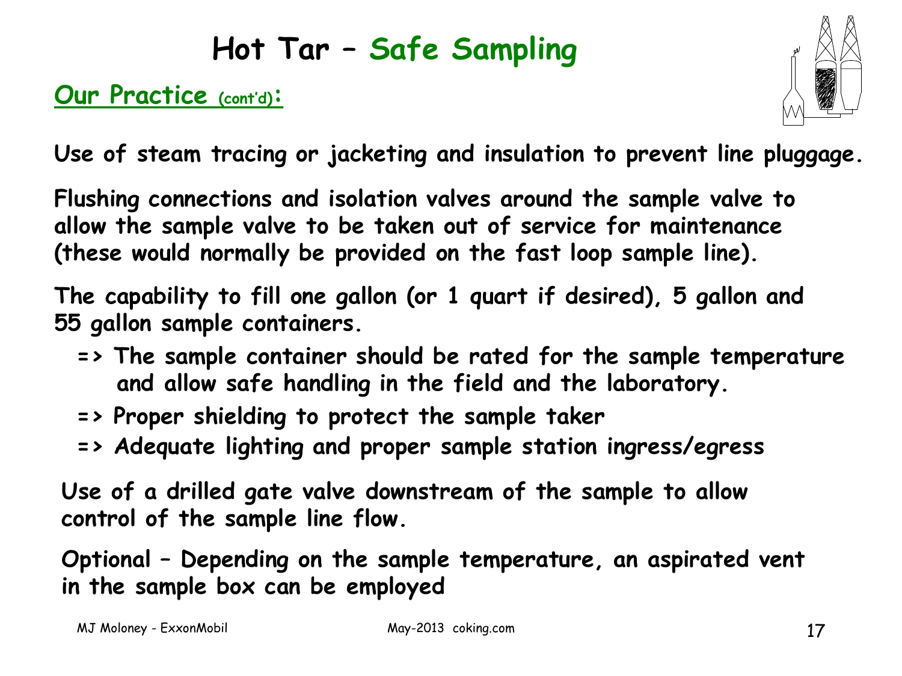# Hot Tar – Safe Sampling

## Our Practice (cont'd):

Use of steam tracing or jacketing and insulation to prevent line pluggage.

Flushing connections and isolation valves around the sample valve to allow the sample valve to be taken out of service for maintenance (these would normally be provided on the fast loop sample line).

The capability to fill one gallon (or 1 quart if desired), 5 gallon and 55 gallon sample containers.

- => The sample container should be rated for the sample temperature and allow safe handling in the field and the laboratory.
- => Proper shielding to protect the sample taker
- => Adequate lighting and proper sample station ingress/egress

Use of a drilled gate valve downstream of the sample to allow control of the sample line flow.

Optional – Depending on the sample temperature, an aspirated vent in the sample box can be employed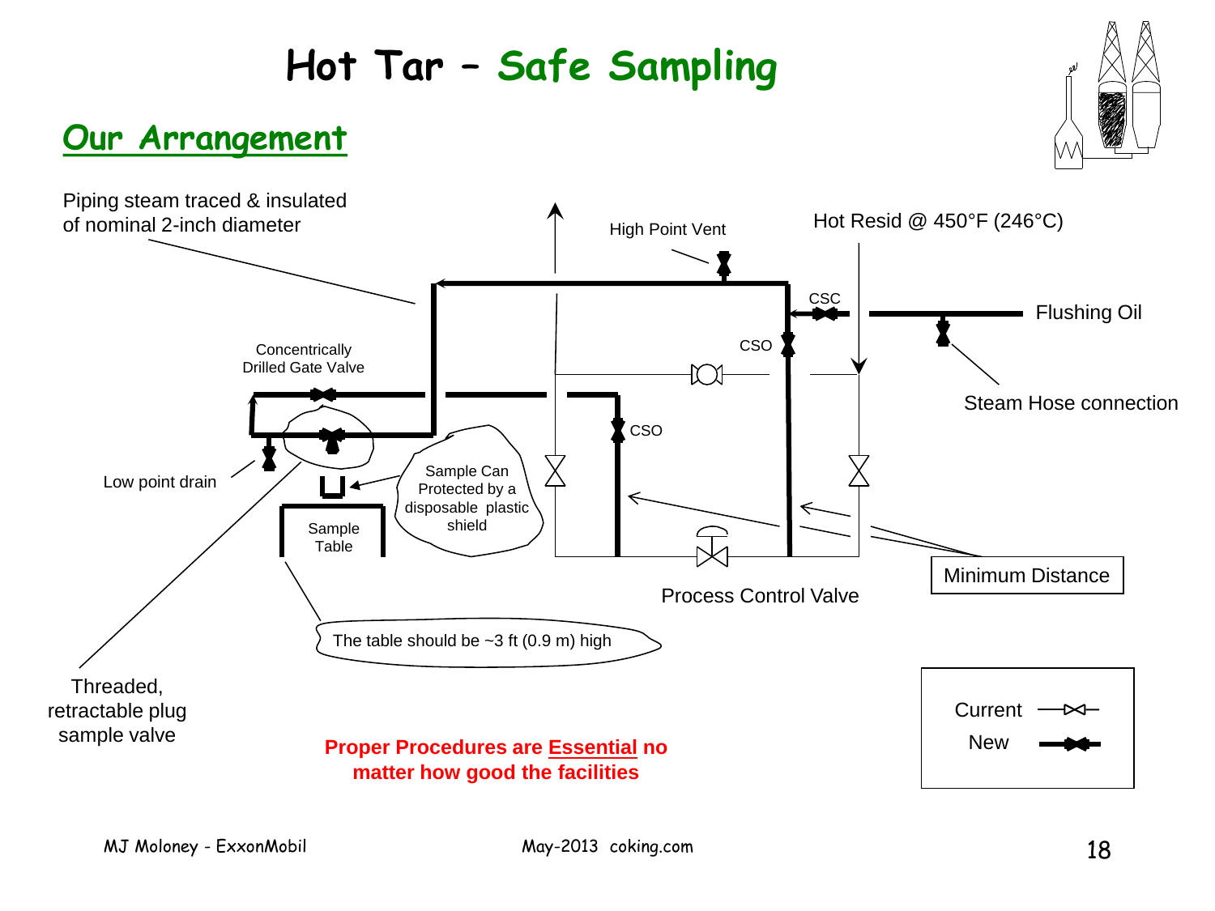# Hot Tar – Safe Sampling

## Our Arrangement

Piping steam traced & insulated of nominal 2-inch diameter

High Point Vent

Hot Resid @ 450°F (246°C)

CSC

Flushing Oil

CSO

Steam Hose connection

Concentrically Drilled Gate Valve

CSO

Low point drain

Sample Can Protected by a disposable plastic shield

Sample Table

Minimum Distance

Process Control Valve

The table should be ~3 ft (0.9 m) high

Threaded, retractable plug sample valve

**Proper Procedures are <u>Essential</u> no matter how good the facilities**

Current
New

MJ Moloney - ExxonMobil

May-2013 coking.com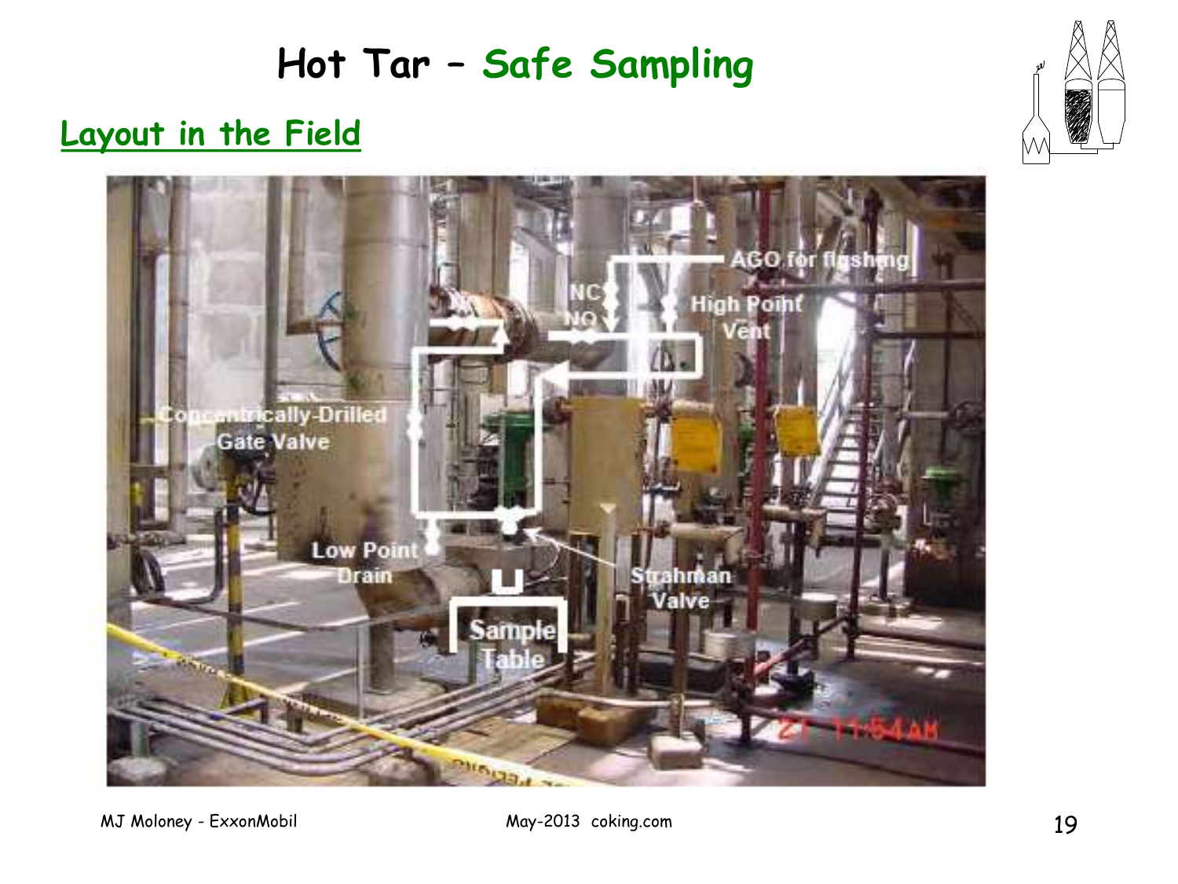# Hot Tar – Safe Sampling

## Layout in the Field

AGO for flushing

NC

NO

High Point Vent

Concentrically-Drilled Gate Valve

Low Point Drain

Strahman Valve

Sample Table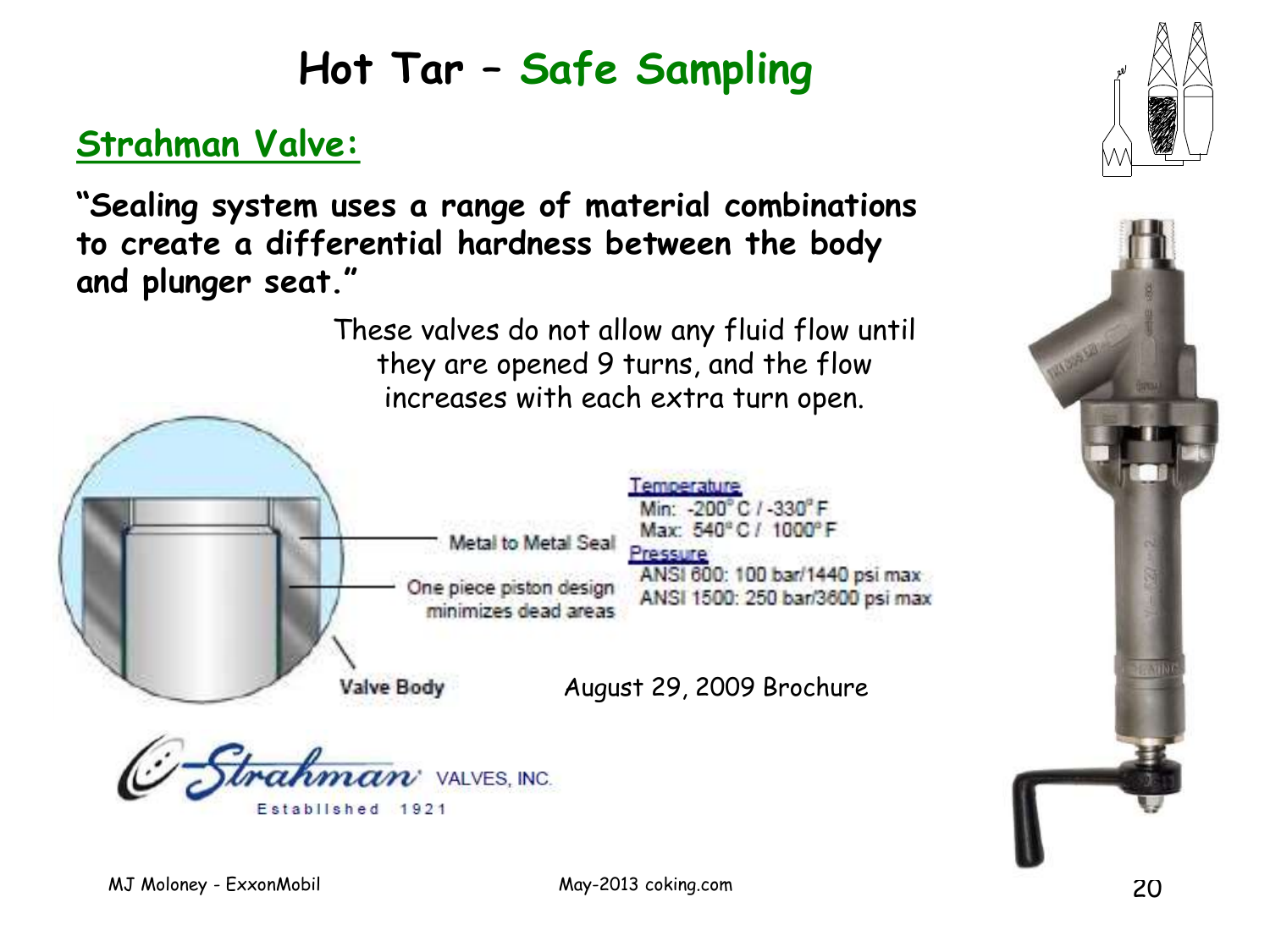# Hot Tar – Safe Sampling

## Strahman Valve:

**"Sealing system uses a range of material combinations to create a differential hardness between the body and plunger seat."**

These valves do not allow any fluid flow until they are opened 9 turns, and the flow increases with each extra turn open.

Metal to Metal Seal

One piece piston design minimizes dead areas

Valve Body

Temperature
Min: -200° C / -330° F
Max: 540° C / 1000° F

Pressure
ANSI 600: 100 bar/1440 psi max
ANSI 1500: 250 bar/3600 psi max

August 29, 2009 Brochure

Strahman VALVES, INC.
Established 1921

MJ Moloney - ExxonMobil

May-2013 coking.com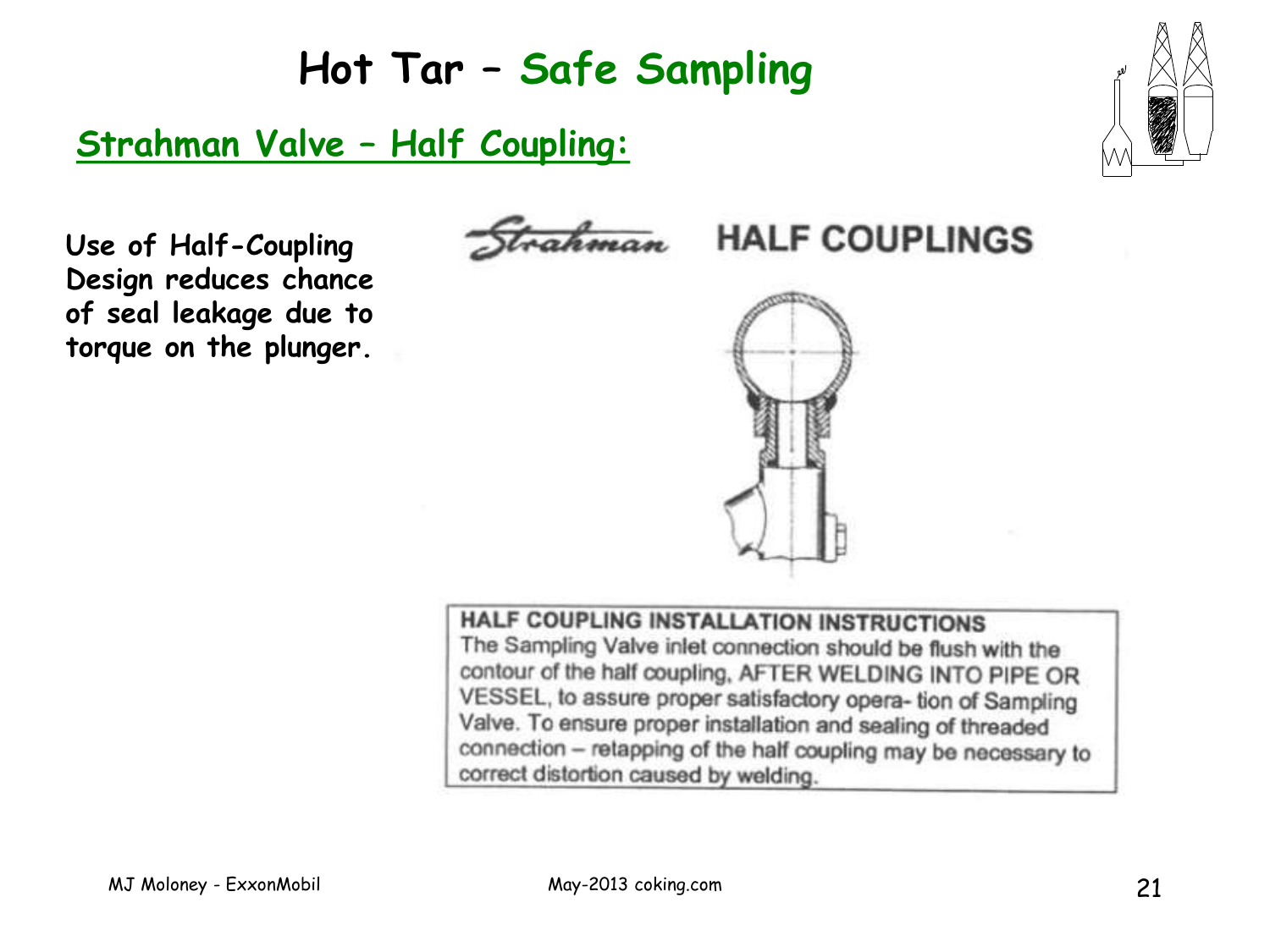# Hot Tar – Safe Sampling

## Strahman Valve – Half Coupling:

**Use of Half-Coupling Design reduces chance of seal leakage due to torque on the plunger.**

Strahman HALF COUPLINGS

**HALF COUPLING INSTALLATION INSTRUCTIONS**

The Sampling Valve inlet connection should be flush with the contour of the half coupling, AFTER WELDING INTO PIPE OR VESSEL, to assure proper satisfactory opera- tion of Sampling Valve. To ensure proper installation and sealing of threaded connection – retapping of the half coupling may be necessary to correct distortion caused by welding.

MJ Moloney - ExxonMobil

May-2013 coking.com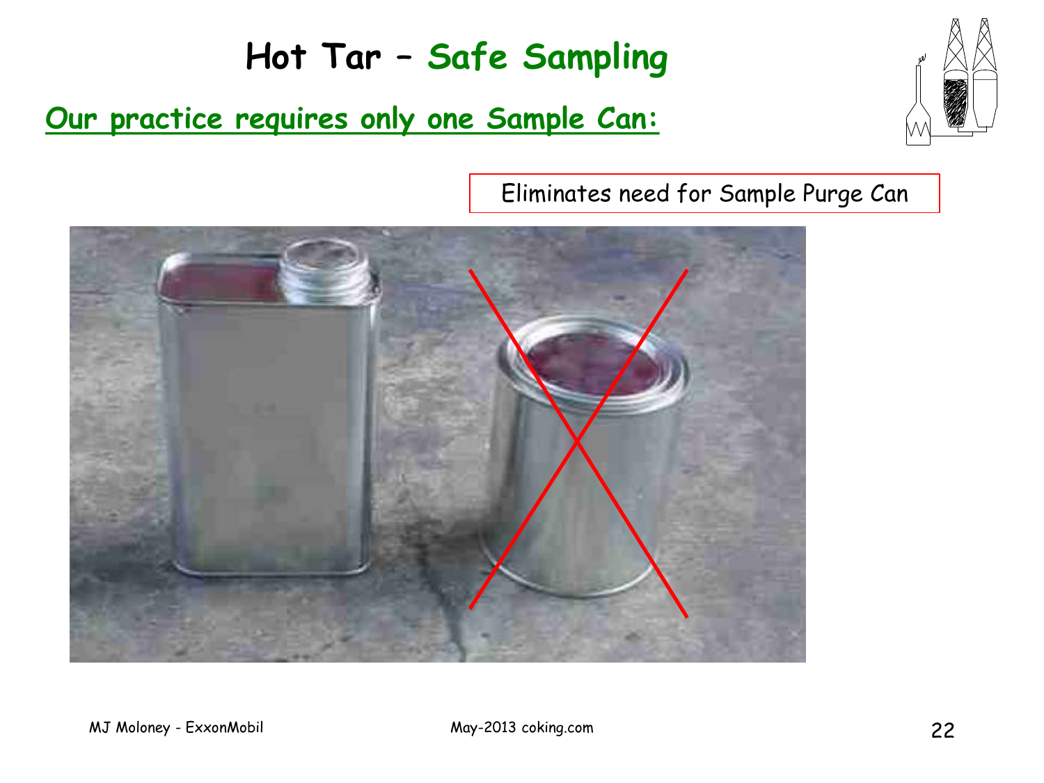# Hot Tar – Safe Sampling

## Our practice requires only one Sample Can:

Eliminates need for Sample Purge Can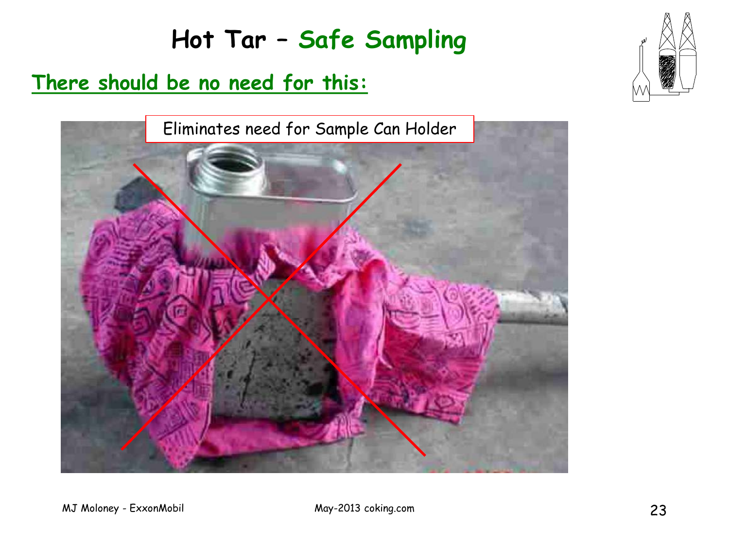# Hot Tar – Safe Sampling

**There should be no need for this:**

Eliminates need for Sample Can Holder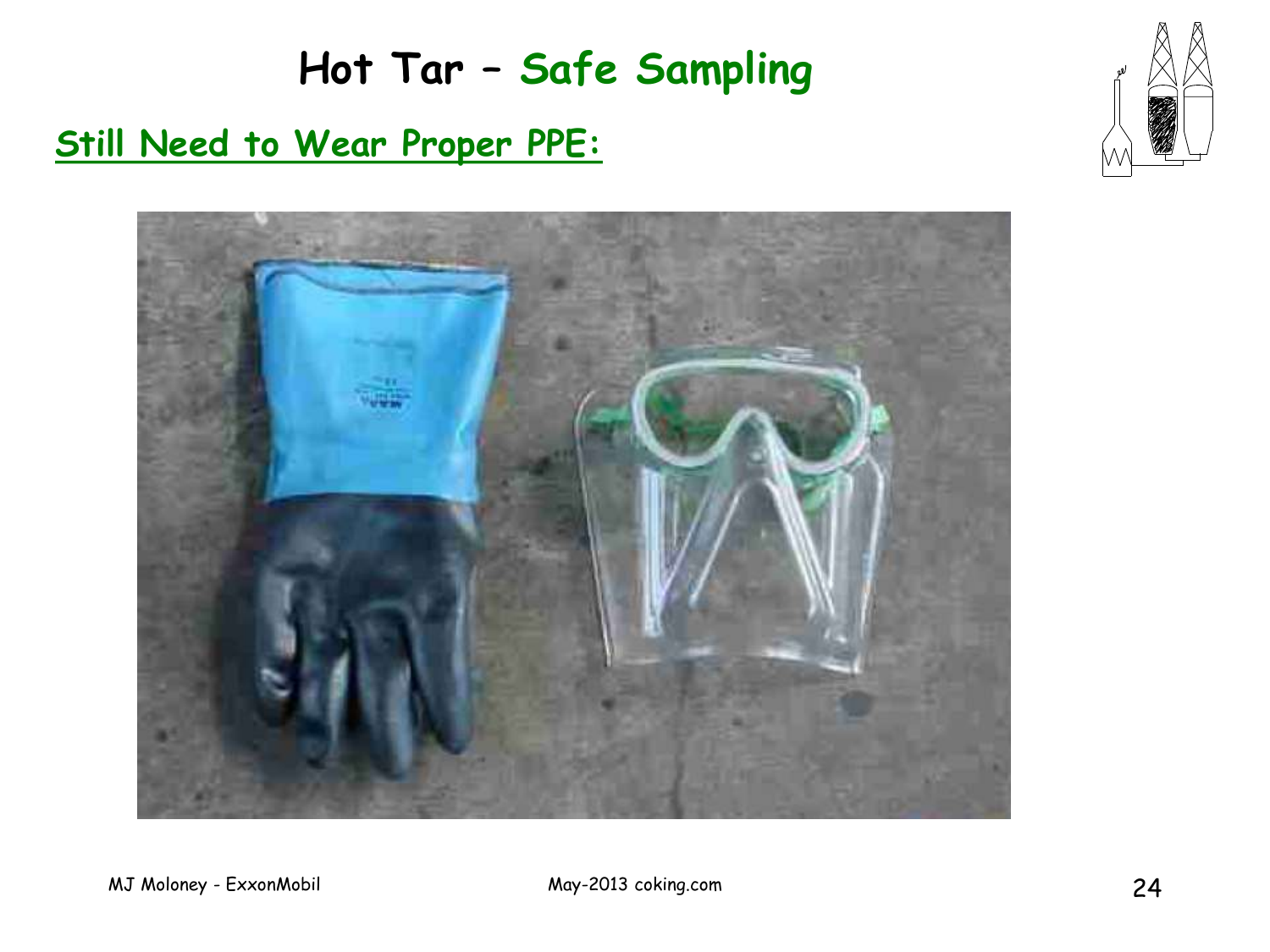# Hot Tar – Safe Sampling

## Still Need to Wear Proper PPE: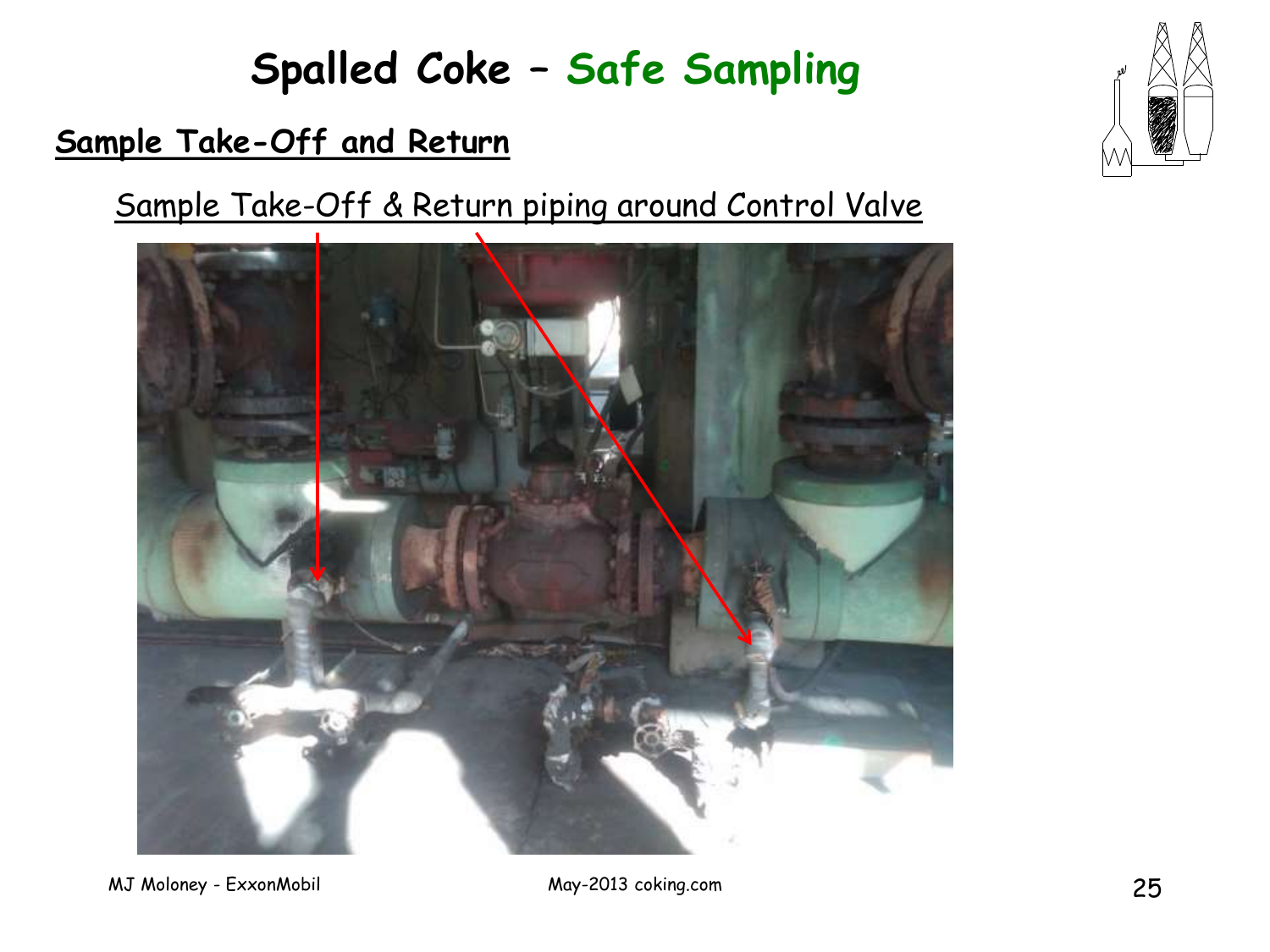# Spalled Coke – Safe Sampling

## Sample Take-Off and Return

Sample Take-Off & Return piping around Control Valve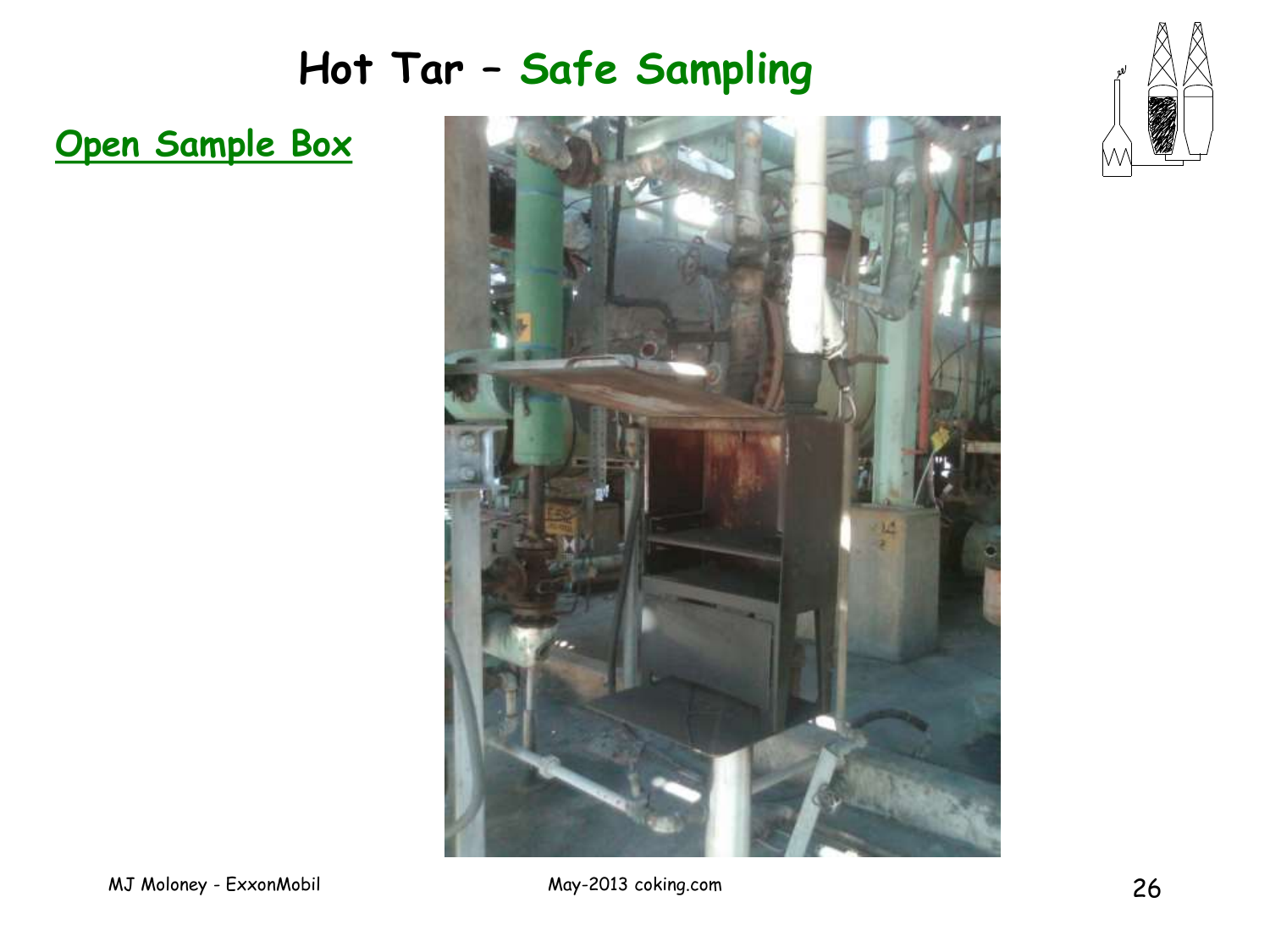# Hot Tar – Safe Sampling

## Open Sample Box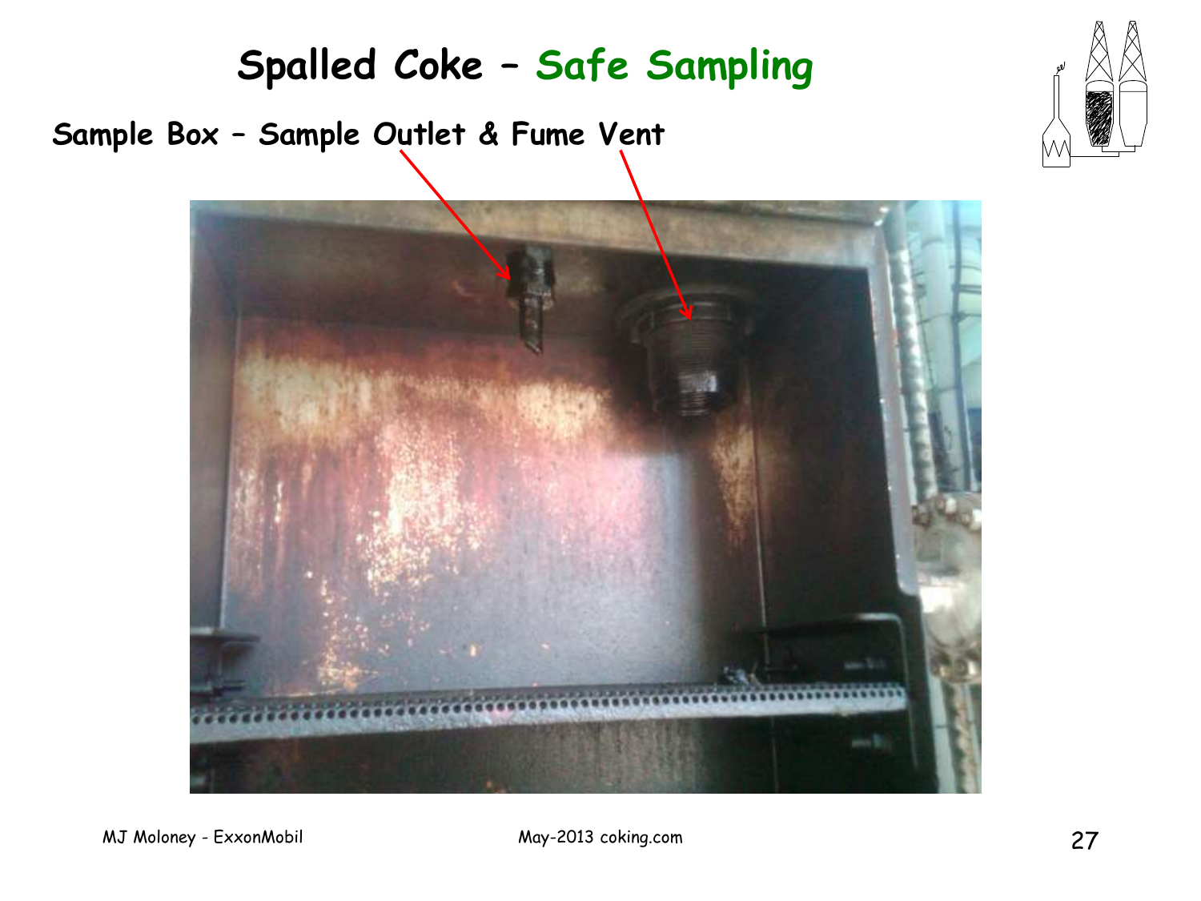# Spalled Coke – Safe Sampling

## Sample Box – Sample Outlet & Fume Vent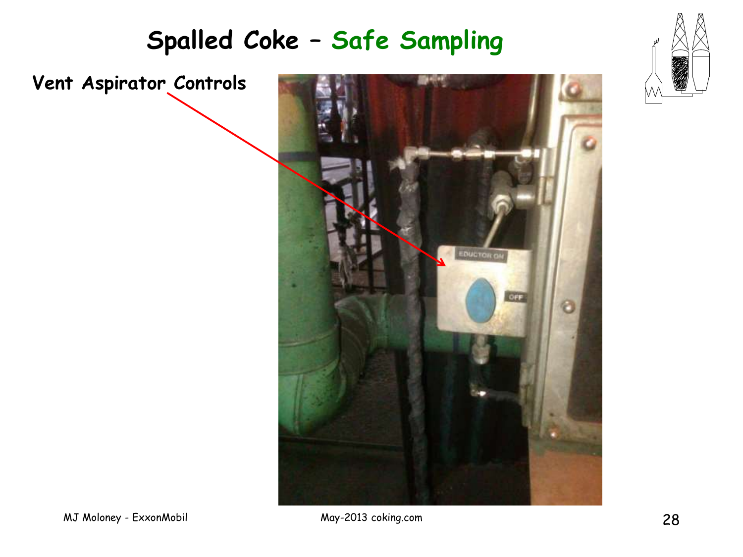# Spalled Coke – Safe Sampling

**Vent Aspirator Controls**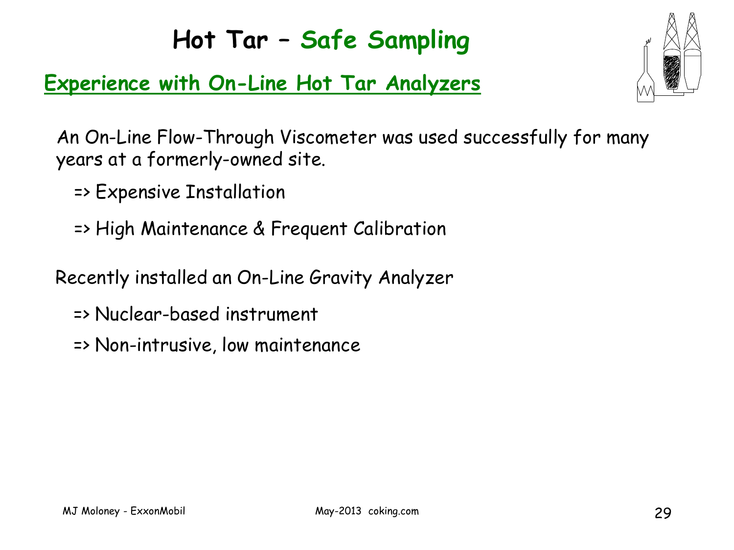# Hot Tar – Safe Sampling

## Experience with On-Line Hot Tar Analyzers

An On-Line Flow-Through Viscometer was used successfully for many years at a formerly-owned site.

- => Expensive Installation
- => High Maintenance & Frequent Calibration

Recently installed an On-Line Gravity Analyzer

- => Nuclear-based instrument
- => Non-intrusive, low maintenance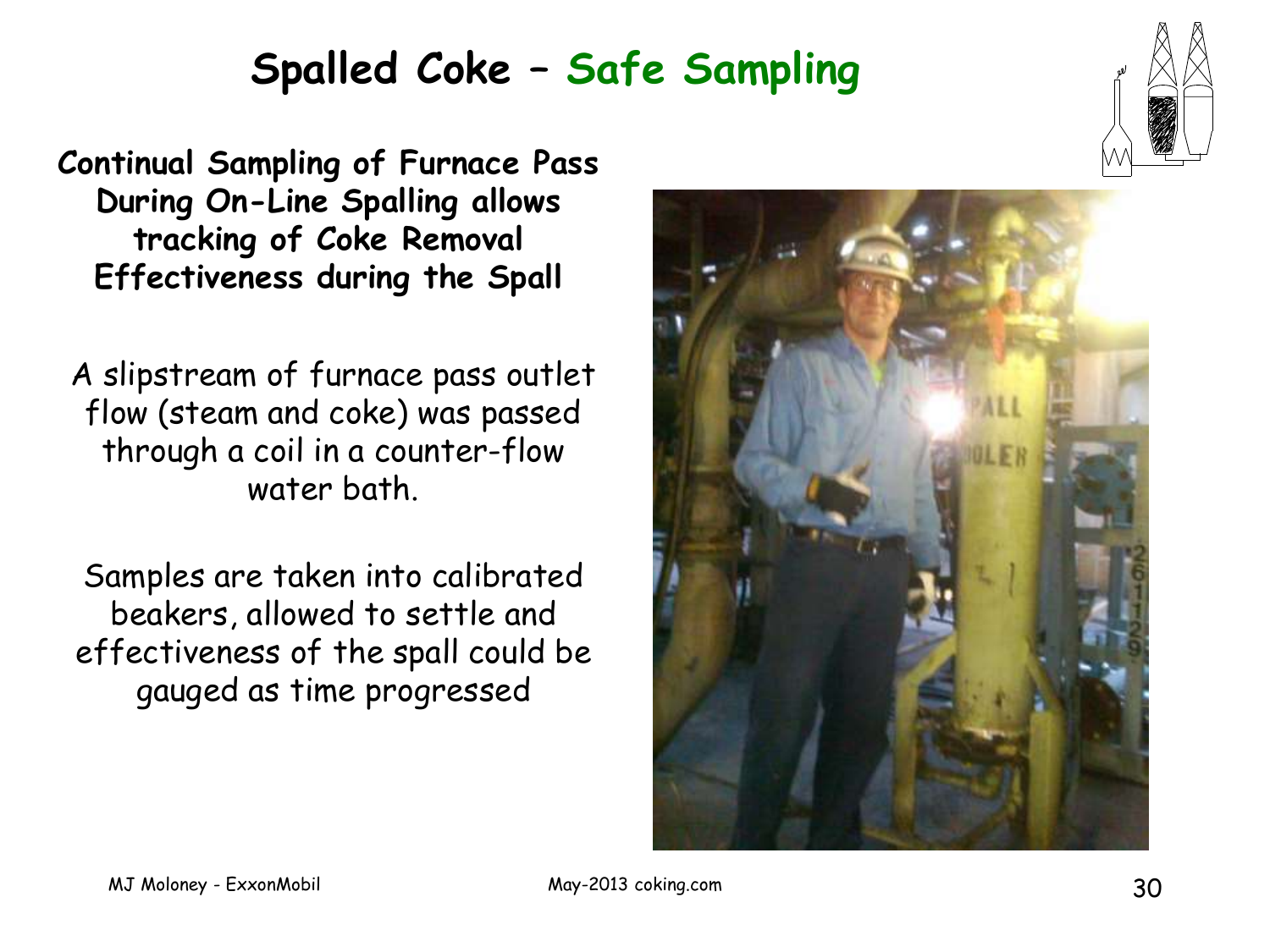# Spalled Coke – Safe Sampling

**Continual Sampling of Furnace Pass During On-Line Spalling allows tracking of Coke Removal Effectiveness during the Spall**

A slipstream of furnace pass outlet flow (steam and coke) was passed through a coil in a counter-flow water bath.

Samples are taken into calibrated beakers, allowed to settle and effectiveness of the spall could be gauged as time progressed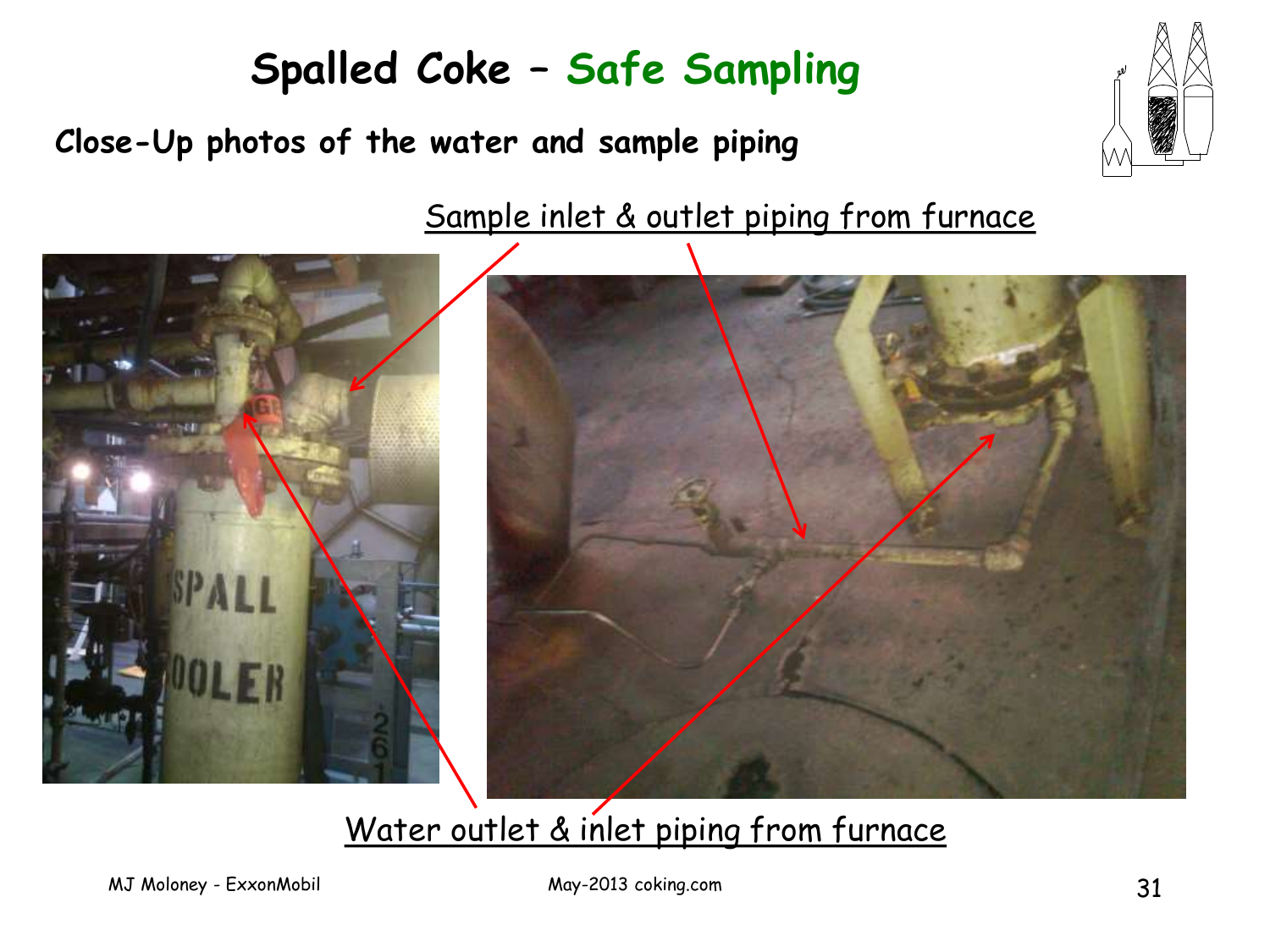# Spalled Coke – Safe Sampling

**Close-Up photos of the water and sample piping**

Sample inlet & outlet piping from furnace

Water outlet & inlet piping from furnace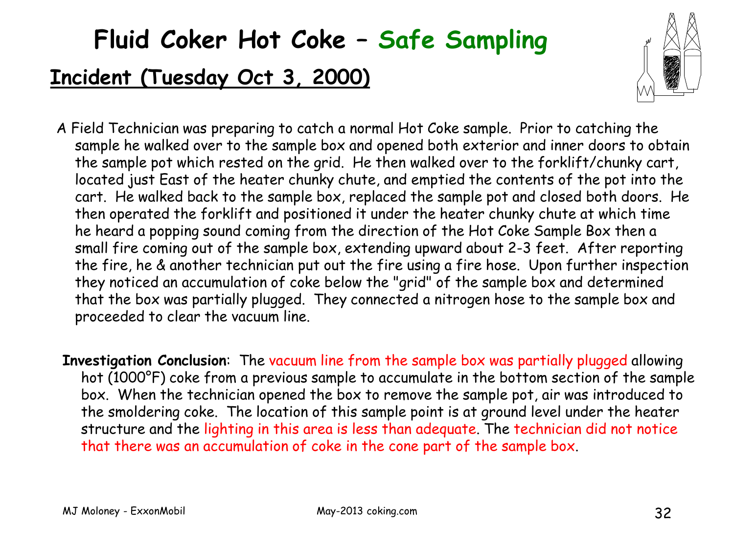# Fluid Coker Hot Coke – Safe Sampling

## Incident (Tuesday Oct 3, 2000)

A Field Technician was preparing to catch a normal Hot Coke sample. Prior to catching the sample he walked over to the sample box and opened both exterior and inner doors to obtain the sample pot which rested on the grid. He then walked over to the forklift/chunky cart, located just East of the heater chunky chute, and emptied the contents of the pot into the cart. He walked back to the sample box, replaced the sample pot and closed both doors. He then operated the forklift and positioned it under the heater chunky chute at which time he heard a popping sound coming from the direction of the Hot Coke Sample Box then a small fire coming out of the sample box, extending upward about 2-3 feet. After reporting the fire, he & another technician put out the fire using a fire hose. Upon further inspection they noticed an accumulation of coke below the "grid" of the sample box and determined that the box was partially plugged. They connected a nitrogen hose to the sample box and proceeded to clear the vacuum line.

**Investigation Conclusion**: The vacuum line from the sample box was partially plugged allowing hot (1000°F) coke from a previous sample to accumulate in the bottom section of the sample box. When the technician opened the box to remove the sample pot, air was introduced to the smoldering coke. The location of this sample point is at ground level under the heater structure and the lighting in this area is less than adequate. The technician did not notice that there was an accumulation of coke in the cone part of the sample box.